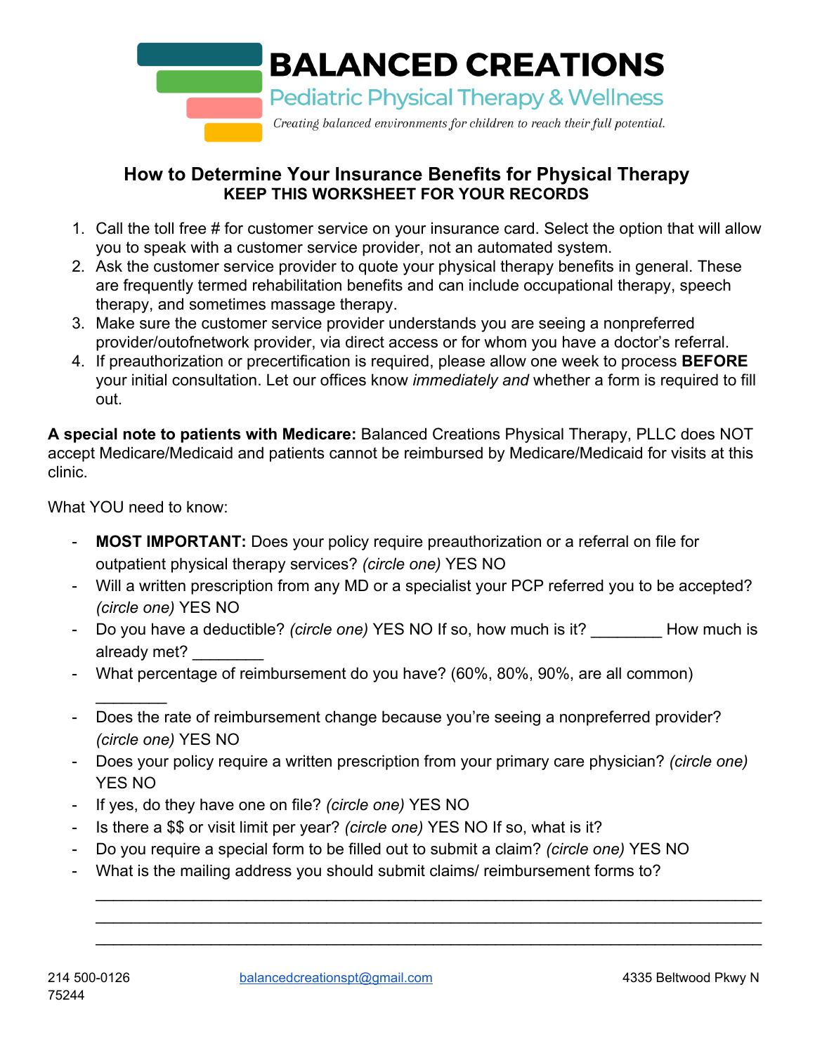# BALANCED CREATIONS

Pediatric Physical Therapy & Wellness

*Creating balanced environments for children to reach their full potential.*

## How to Determine Your Insurance Benefits for Physical Therapy

**KEEP THIS WORKSHEET FOR YOUR RECORDS**

1. Call the toll free # for customer service on your insurance card. Select the option that will allow you to speak with a customer service provider, not an automated system.
2. Ask the customer service provider to quote your physical therapy benefits in general. These are frequently termed rehabilitation benefits and can include occupational therapy, speech therapy, and sometimes massage therapy.
3. Make sure the customer service provider understands you are seeing a nonpreferred provider/outofnetwork provider, via direct access or for whom you have a doctor's referral.
4. If preauthorization or precertification is required, please allow one week to process **BEFORE** your initial consultation. Let our offices know *immediately and* whether a form is required to fill out.

**A special note to patients with Medicare:** Balanced Creations Physical Therapy, PLLC does NOT accept Medicare/Medicaid and patients cannot be reimbursed by Medicare/Medicaid for visits at this clinic.

What YOU need to know:

- **MOST IMPORTANT:** Does your policy require preauthorization or a referral on file for outpatient physical therapy services? *(circle one)* YES NO
- Will a written prescription from any MD or a specialist your PCP referred you to be accepted? *(circle one)* YES NO
- Do you have a deductible? *(circle one)* YES NO If so, how much is it? ________ How much is already met? ________
- What percentage of reimbursement do you have? (60%, 80%, 90%, are all common) ________
- Does the rate of reimbursement change because you're seeing a nonpreferred provider? *(circle one)* YES NO
- Does your policy require a written prescription from your primary care physician? *(circle one)* YES NO
- If yes, do they have one on file? *(circle one)* YES NO
- Is there a $$ or visit limit per year? *(circle one)* YES NO If so, what is it?
- Do you require a special form to be filled out to submit a claim? *(circle one)* YES NO
- What is the mailing address you should submit claims/ reimbursement forms to?

  ______________________________________________________________________
  ______________________________________________________________________
  ______________________________________________________________________

214 500-0126 balancedcreationspt@gmail.com 4335 Beltwood Pkwy N 75244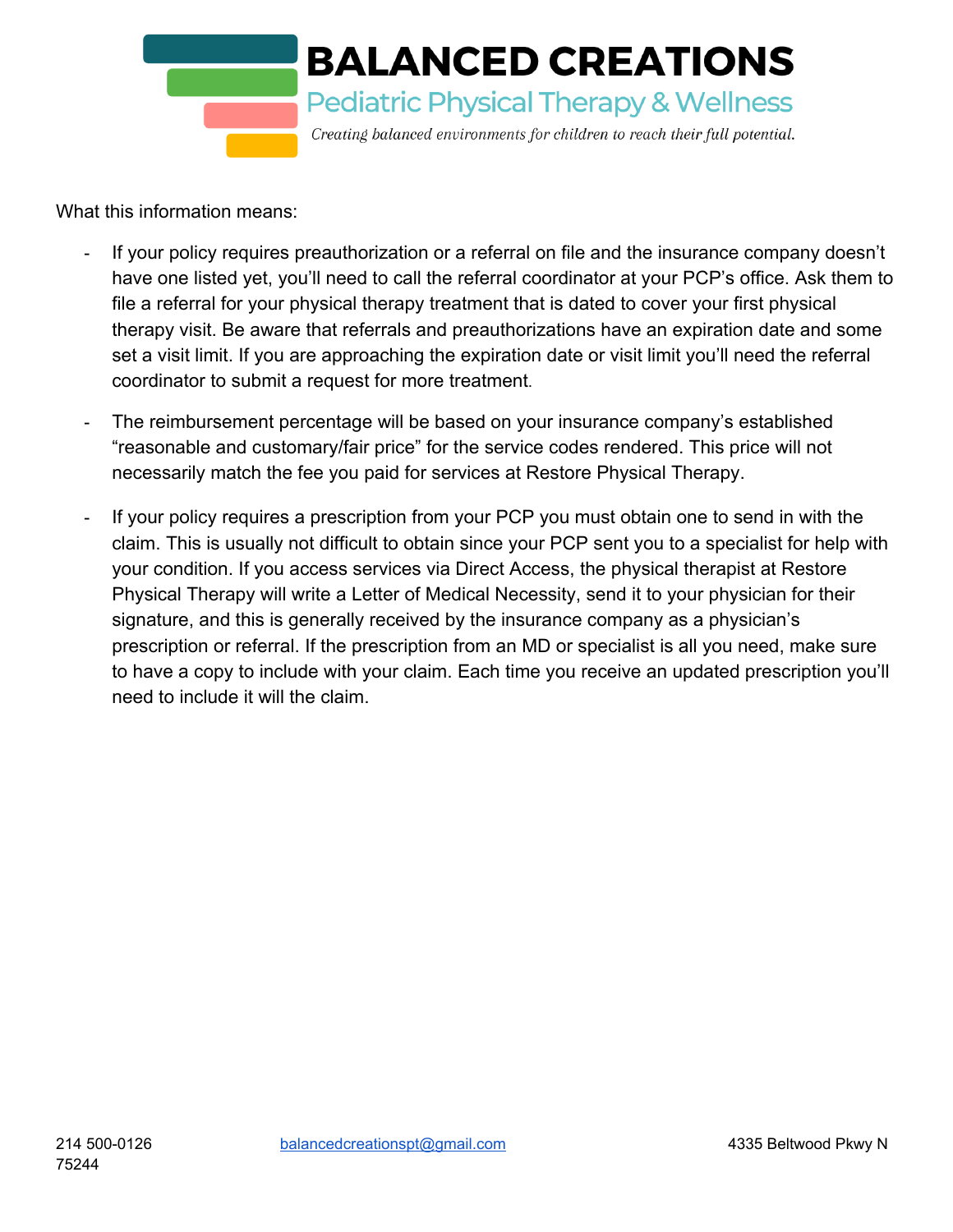What this information means:

- If your policy requires preauthorization or a referral on file and the insurance company doesn't have one listed yet, you'll need to call the referral coordinator at your PCP's office. Ask them to file a referral for your physical therapy treatment that is dated to cover your first physical therapy visit. Be aware that referrals and preauthorizations have an expiration date and some set a visit limit. If you are approaching the expiration date or visit limit you'll need the referral coordinator to submit a request for more treatment.
- The reimbursement percentage will be based on your insurance company's established "reasonable and customary/fair price" for the service codes rendered. This price will not necessarily match the fee you paid for services at Restore Physical Therapy.
- If your policy requires a prescription from your PCP you must obtain one to send in with the claim. This is usually not difficult to obtain since your PCP sent you to a specialist for help with your condition. If you access services via Direct Access, the physical therapist at Restore Physical Therapy will write a Letter of Medical Necessity, send it to your physician for their signature, and this is generally received by the insurance company as a physician's prescription or referral. If the prescription from an MD or specialist is all you need, make sure to have a copy to include with your claim. Each time you receive an updated prescription you'll need to include it will the claim.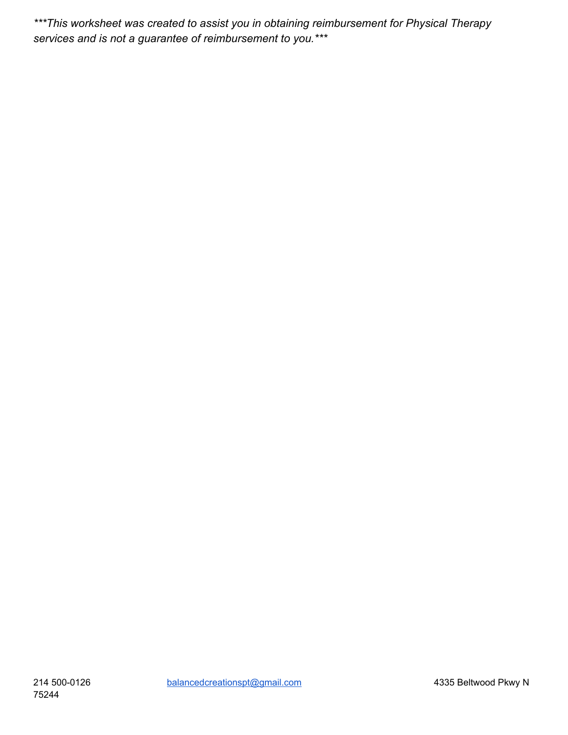***This worksheet was created to assist you in obtaining reimbursement for Physical Therapy services and is not a guarantee of reimbursement to you.***